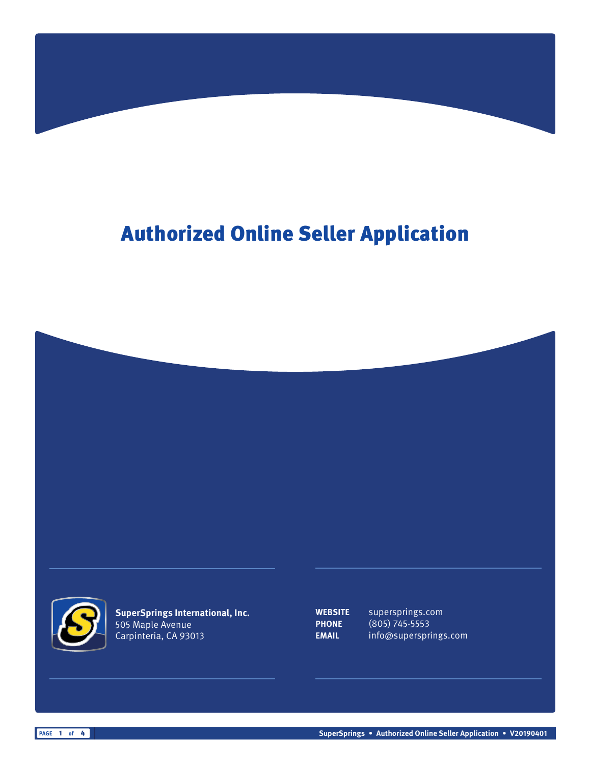# Authorized Online Seller Application

**SuperSprings International, Inc.**
505 Maple Avenue
Carpinteria, CA 93013

**WEBSITE** superprings.com
**PHONE** (805) 745-5553
**EMAIL** info@supersprings.com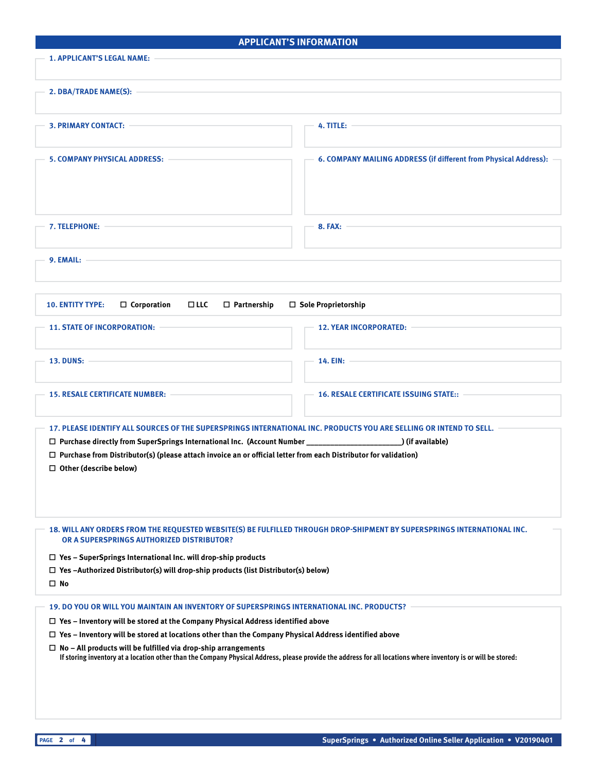## APPLICANT'S INFORMATION

**1. APPLICANT'S LEGAL NAME:**

**2. DBA/TRADE NAME(S):**

**3. PRIMARY CONTACT:**

**4. TITLE:**

**5. COMPANY PHYSICAL ADDRESS:**

**6. COMPANY MAILING ADDRESS (if different from Physical Address):**

**7. TELEPHONE:**

**8. FAX:**

**9. EMAIL:**

**10. ENTITY TYPE:** ☐ Corporation ☐ LLC ☐ Partnership ☐ Sole Proprietorship

**11. STATE OF INCORPORATION:**

**12. YEAR INCORPORATED:**

**13. DUNS:**

**14. EIN:**

**15. RESALE CERTIFICATE NUMBER:**

**16. RESALE CERTIFICATE ISSUING STATE::**

**17. PLEASE IDENTIFY ALL SOURCES OF THE SUPERSPRINGS INTERNATIONAL INC. PRODUCTS YOU ARE SELLING OR INTEND TO SELL.**

- ☐ Purchase directly from SuperSprings International Inc. (Account Number ________________________) (if available)
- ☐ Purchase from Distributor(s) (please attach invoice an or official letter from each Distributor for validation)
- ☐ Other (describe below)

**18. WILL ANY ORDERS FROM THE REQUESTED WEBSITE(S) BE FULFILLED THROUGH DROP-SHIPMENT BY SUPERSPRINGS INTERNATIONAL INC. OR A SUPERSPRINGS AUTHORIZED DISTRIBUTOR?**

- ☐ Yes – SuperSprings International Inc. will drop-ship products
- ☐ Yes –Authorized Distributor(s) will drop-ship products (list Distributor(s) below)
- ☐ No

**19. DO YOU OR WILL YOU MAINTAIN AN INVENTORY OF SUPERSPRINGS INTERNATIONAL INC. PRODUCTS?**

- ☐ Yes – Inventory will be stored at the Company Physical Address identified above
- ☐ Yes – Inventory will be stored at locations other than the Company Physical Address identified above
- ☐ No – All products will be fulfilled via drop-ship arrangements

If storing inventory at a location other than the Company Physical Address, please provide the address for all locations where inventory is or will be stored: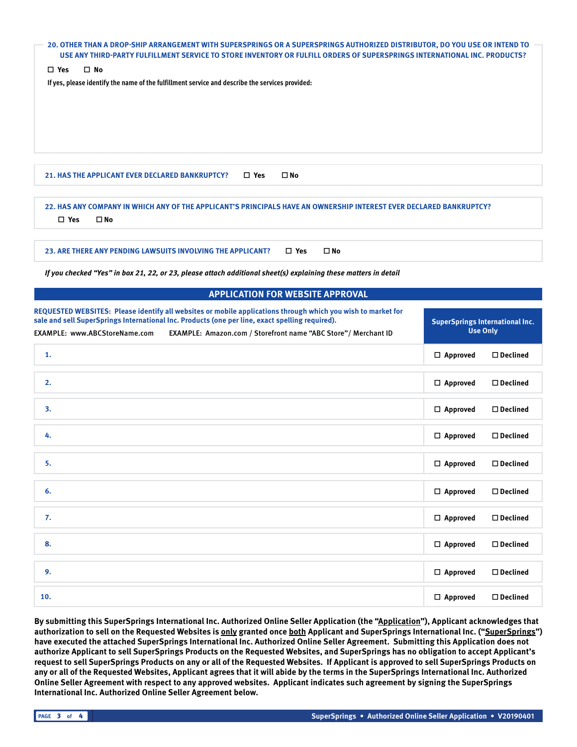**20. OTHER THAN A DROP-SHIP ARRANGEMENT WITH SUPERSPRINGS OR A SUPERSPRINGS AUTHORIZED DISTRIBUTOR, DO YOU USE OR INTEND TO USE ANY THIRD-PARTY FULFILLMENT SERVICE TO STORE INVENTORY OR FULFILL ORDERS OF SUPERSPRINGS INTERNATIONAL INC. PRODUCTS?**

☐ Yes ☐ No

If yes, please identify the name of the fulfillment service and describe the services provided:

**21. HAS THE APPLICANT EVER DECLARED BANKRUPTCY?** ☐ Yes ☐ No

**22. HAS ANY COMPANY IN WHICH ANY OF THE APPLICANT'S PRINCIPALS HAVE AN OWNERSHIP INTEREST EVER DECLARED BANKRUPTCY?**

☐ Yes ☐ No

**23. ARE THERE ANY PENDING LAWSUITS INVOLVING THE APPLICANT?** ☐ Yes ☐ No

*If you checked "Yes" in box 21, 22, or 23, please attach additional sheet(s) explaining these matters in detail*

## APPLICATION FOR WEBSITE APPROVAL

**REQUESTED WEBSITES: Please identify all websites or mobile applications through which you wish to market for sale and sell SuperSprings International Inc. Products (one per line, exact spelling required).**

EXAMPLE: www.ABCStoreName.com EXAMPLE: Amazon.com / Storefront name "ABC Store"/ Merchant ID

| Requested Website | SuperSprings International Inc. Use Only | |
|---|---|---|
| 1. | ☐ Approved | ☐ Declined |
| 2. | ☐ Approved | ☐ Declined |
| 3. | ☐ Approved | ☐ Declined |
| 4. | ☐ Approved | ☐ Declined |
| 5. | ☐ Approved | ☐ Declined |
| 6. | ☐ Approved | ☐ Declined |
| 7. | ☐ Approved | ☐ Declined |
| 8. | ☐ Approved | ☐ Declined |
| 9. | ☐ Approved | ☐ Declined |
| 10. | ☐ Approved | ☐ Declined |

**By submitting this SuperSprings International Inc. Authorized Online Seller Application (the "Application"), Applicant acknowledges that authorization to sell on the Requested Websites is only granted once both Applicant and SuperSprings International Inc. ("SuperSprings") have executed the attached SuperSprings International Inc. Authorized Online Seller Agreement. Submitting this Application does not authorize Applicant to sell SuperSprings Products on the Requested Websites, and SuperSprings has no obligation to accept Applicant's request to sell SuperSprings Products on any or all of the Requested Websites. If Applicant is approved to sell SuperSprings Products on any or all of the Requested Websites, Applicant agrees that it will abide by the terms in the SuperSprings International Inc. Authorized Online Seller Agreement with respect to any approved websites. Applicant indicates such agreement by signing the SuperSprings International Inc. Authorized Online Seller Agreement below.**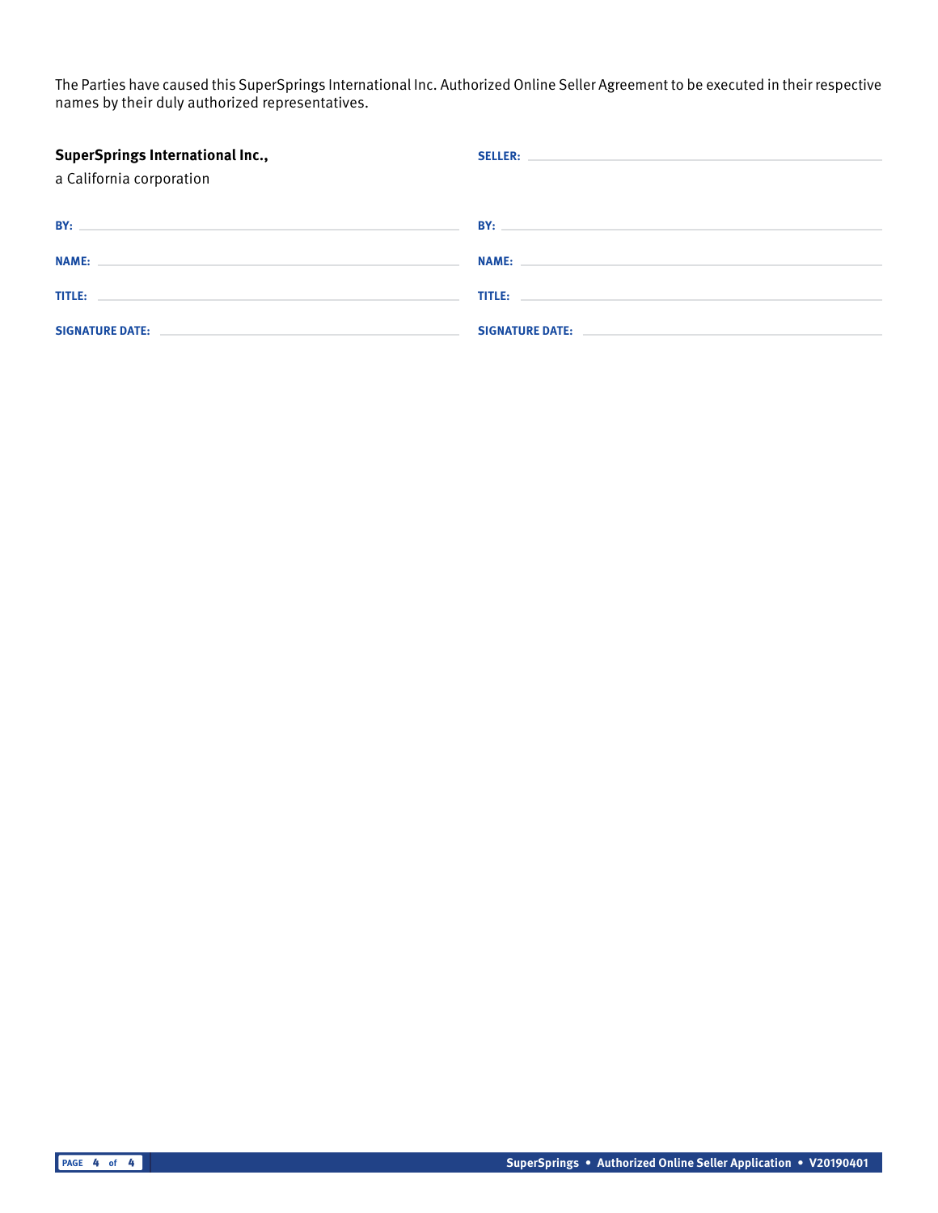The Parties have caused this SuperSprings International Inc. Authorized Online Seller Agreement to be executed in their respective names by their duly authorized representatives.

| | |
|---|---|
| **SuperSprings International Inc.,** a California corporation | **SELLER:** ______________________ |
| **BY:** ______________________ | **BY:** ______________________ |
| **NAME:** ______________________ | **NAME:** ______________________ |
| **TITLE:** ______________________ | **TITLE:** ______________________ |
| **SIGNATURE DATE:** ______________________ | **SIGNATURE DATE:** ______________________ |